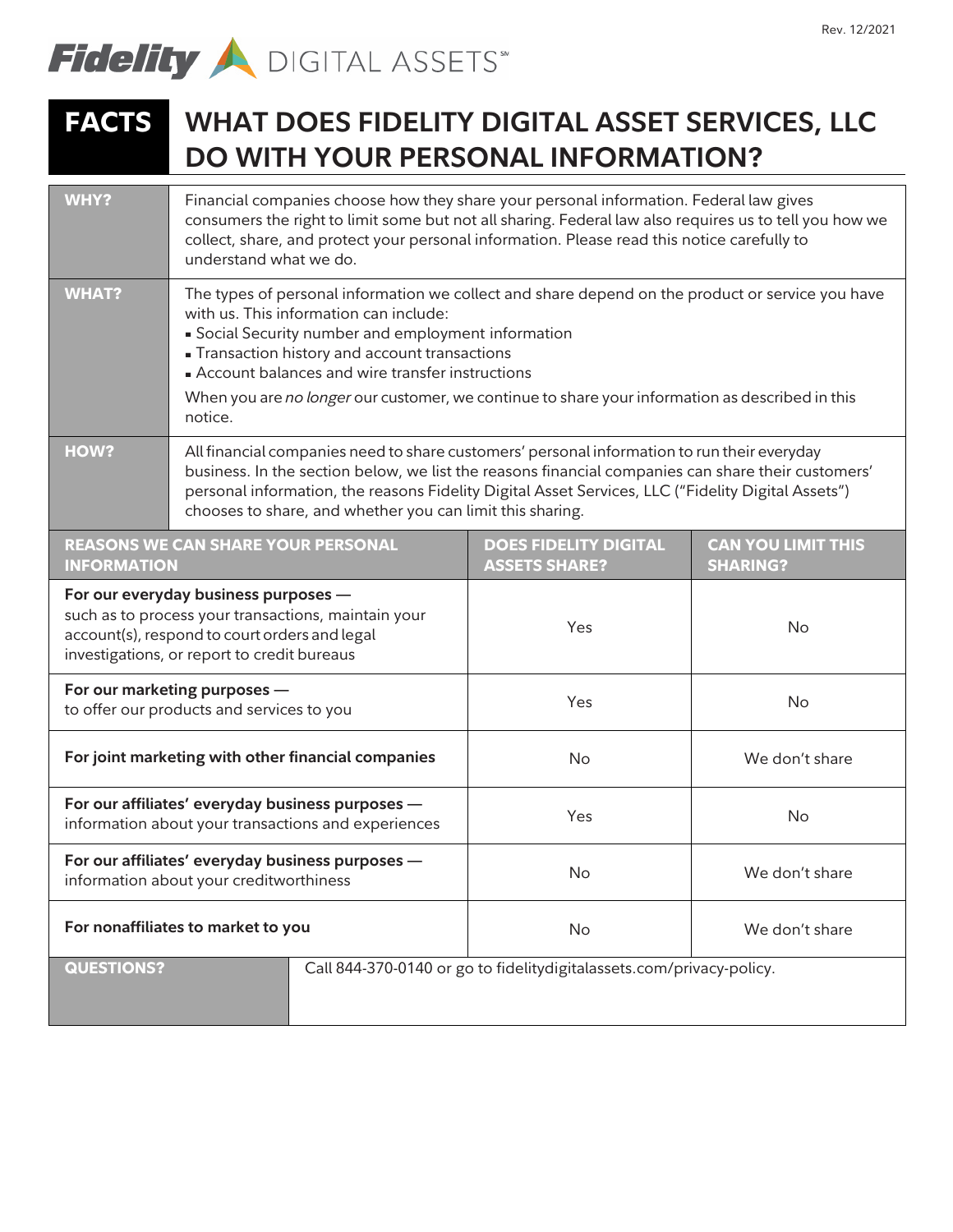Rev. 12/2021

Fidelity DIGITAL ASSETS℠

# FACTS — WHAT DOES FIDELITY DIGITAL ASSET SERVICES, LLC DO WITH YOUR PERSONAL INFORMATION?

| | |
|---|---|
| **WHY?** | Financial companies choose how they share your personal information. Federal law gives consumers the right to limit some but not all sharing. Federal law also requires us to tell you how we collect, share, and protect your personal information. Please read this notice carefully to understand what we do. |
| **WHAT?** | The types of personal information we collect and share depend on the product or service you have with us. This information can include:<br>▪ Social Security number and employment information<br>▪ Transaction history and account transactions<br>▪ Account balances and wire transfer instructions<br><br>When you are *no longer* our customer, we continue to share your information as described in this notice. |
| **HOW?** | All financial companies need to share customers' personal information to run their everyday business. In the section below, we list the reasons financial companies can share their customers' personal information, the reasons Fidelity Digital Asset Services, LLC ("Fidelity Digital Assets") chooses to share, and whether you can limit this sharing. |

| REASONS WE CAN SHARE YOUR PERSONAL INFORMATION | DOES FIDELITY DIGITAL ASSETS SHARE? | CAN YOU LIMIT THIS SHARING? |
|---|---|---|
| **For our everyday business purposes —** such as to process your transactions, maintain your account(s), respond to court orders and legal investigations, or report to credit bureaus | Yes | No |
| **For our marketing purposes —** to offer our products and services to you | Yes | No |
| **For joint marketing with other financial companies** | No | We don't share |
| **For our affiliates' everyday business purposes —** information about your transactions and experiences | Yes | No |
| **For our affiliates' everyday business purposes —** information about your creditworthiness | No | We don't share |
| **For nonaffiliates to market to you** | No | We don't share |

| | |
|---|---|
| **QUESTIONS?** | Call 844-370-0140 or go to fidelitydigitalassets.com/privacy-policy. |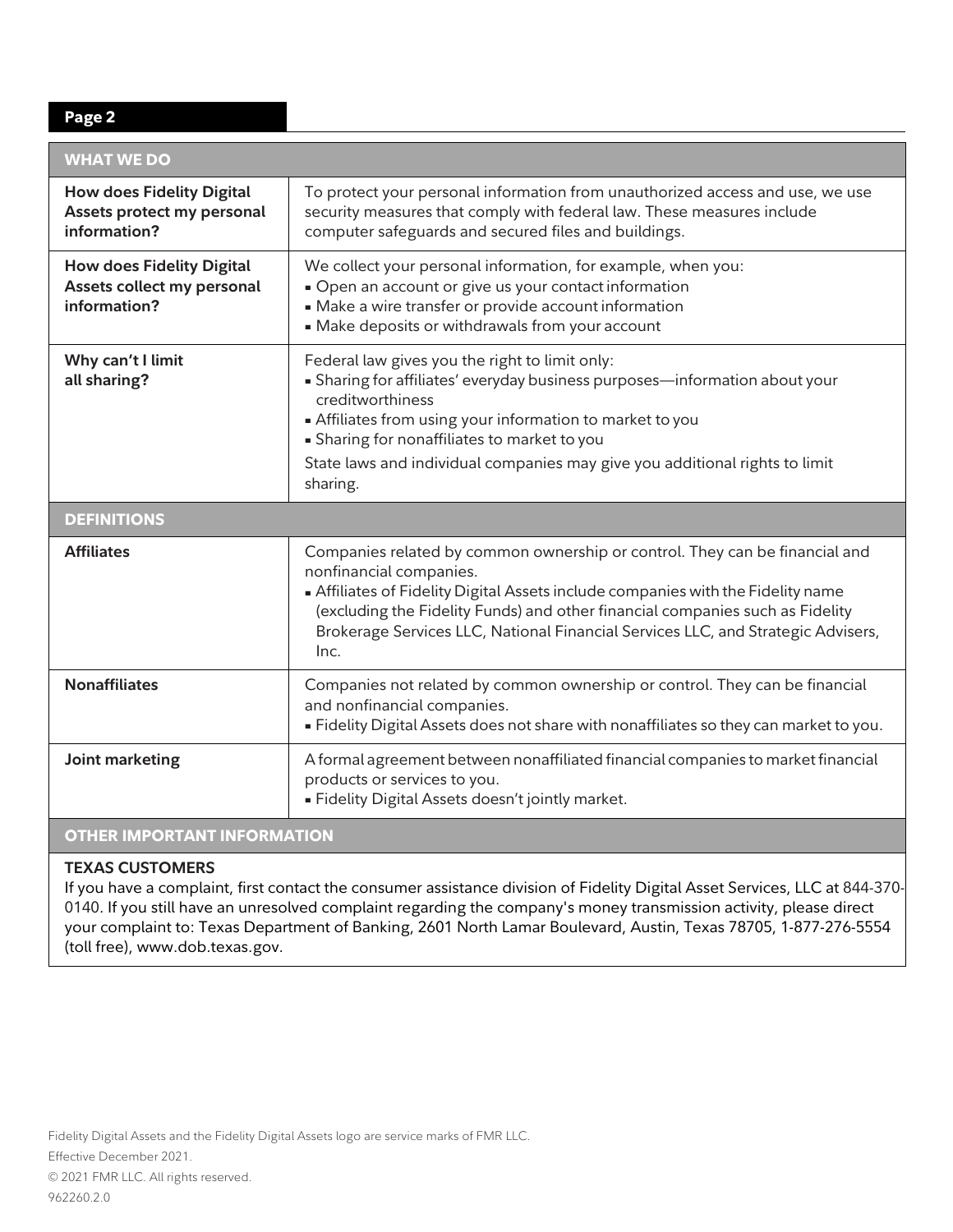| WHAT WE DO | |
|---|---|
| **How does Fidelity Digital Assets protect my personal information?** | To protect your personal information from unauthorized access and use, we use security measures that comply with federal law. These measures include computer safeguards and secured files and buildings. |
| **How does Fidelity Digital Assets collect my personal information?** | We collect your personal information, for example, when you:<br>▪ Open an account or give us your contact information<br>▪ Make a wire transfer or provide account information<br>▪ Make deposits or withdrawals from your account |
| **Why can't I limit all sharing?** | Federal law gives you the right to limit only:<br>▪ Sharing for affiliates' everyday business purposes—information about your creditworthiness<br>▪ Affiliates from using your information to market to you<br>▪ Sharing for nonaffiliates to market to you<br>State laws and individual companies may give you additional rights to limit sharing. |
| **DEFINITIONS** | |
| **Affiliates** | Companies related by common ownership or control. They can be financial and nonfinancial companies.<br>▪ Affiliates of Fidelity Digital Assets include companies with the Fidelity name (excluding the Fidelity Funds) and other financial companies such as Fidelity Brokerage Services LLC, National Financial Services LLC, and Strategic Advisers, Inc. |
| **Nonaffiliates** | Companies not related by common ownership or control. They can be financial and nonfinancial companies.<br>▪ Fidelity Digital Assets does not share with nonaffiliates so they can market to you. |
| **Joint marketing** | A formal agreement between nonaffiliated financial companies to market financial products or services to you.<br>▪ Fidelity Digital Assets doesn't jointly market. |

## OTHER IMPORTANT INFORMATION

**TEXAS CUSTOMERS**

If you have a complaint, first contact the consumer assistance division of Fidelity Digital Asset Services, LLC at 844-370-0140. If you still have an unresolved complaint regarding the company's money transmission activity, please direct your complaint to: Texas Department of Banking, 2601 North Lamar Boulevard, Austin, Texas 78705, 1-877-276-5554 (toll free), www.dob.texas.gov.

Fidelity Digital Assets and the Fidelity Digital Assets logo are service marks of FMR LLC.

Effective December 2021.

© 2021 FMR LLC. All rights reserved.

962260.2.0